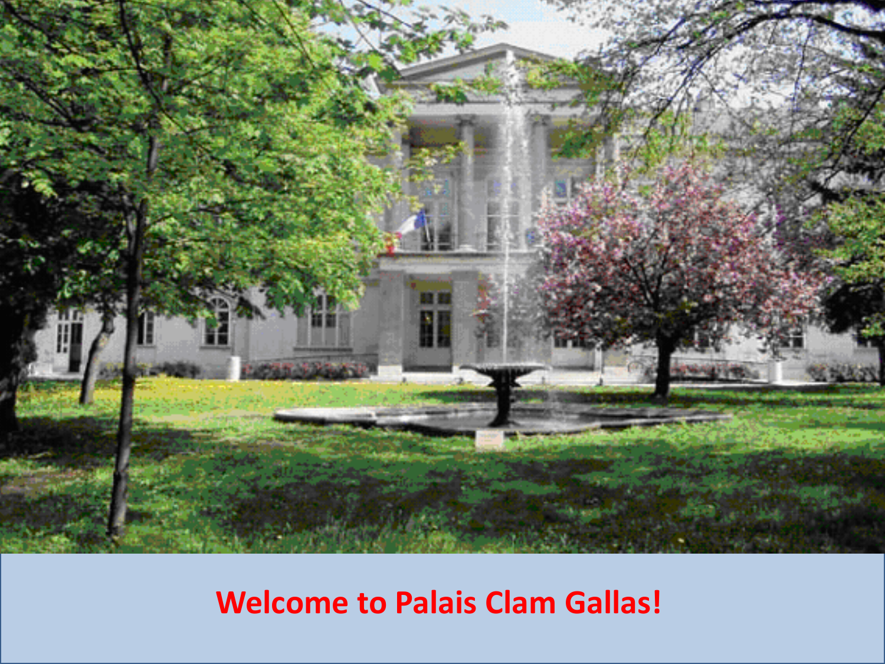Welcome to Palais Clam Gallas!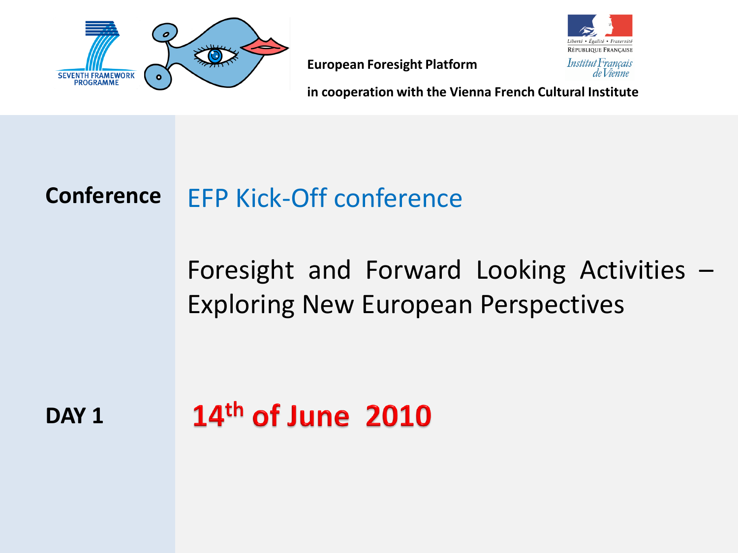**European Foresight Platform**

**in cooperation with the Vienna French Cultural Institute**

Liberté • Égalité • Fraternité
République Française
Institut Français de Vienne

SEVENTH FRAMEWORK PROGRAMME

**Conference** EFP Kick-Off conference

Foresight and Forward Looking Activities – Exploring New European Perspectives

**DAY 1** **14th of June 2010**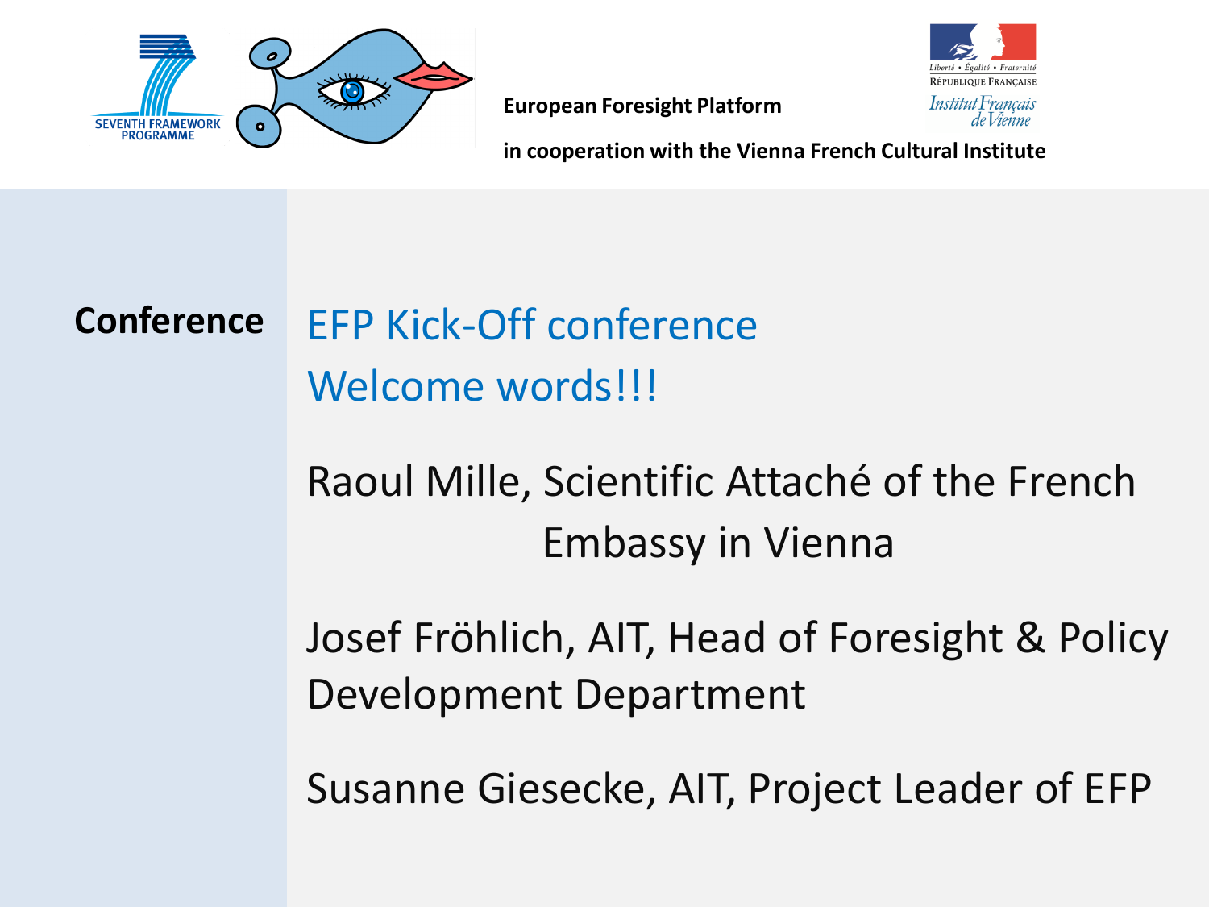European Foresight Platform

in cooperation with the Vienna French Cultural Institute

**Conference**

## EFP Kick-Off conference
## Welcome words!!!

Raoul Mille, Scientific Attaché of the French Embassy in Vienna

Josef Fröhlich, AIT, Head of Foresight & Policy Development Department

Susanne Giesecke, AIT, Project Leader of EFP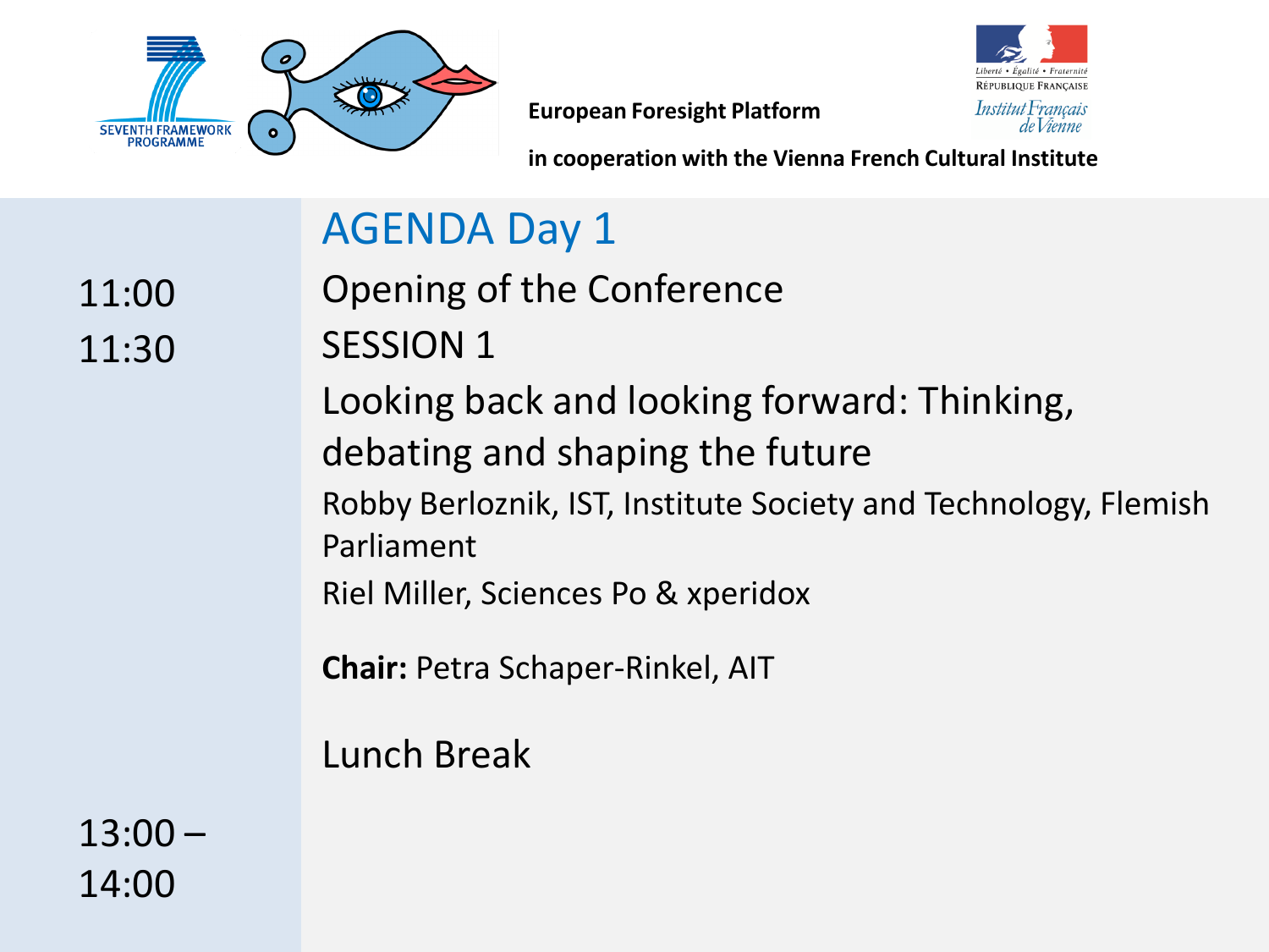European Foresight Platform

in cooperation with the Vienna French Cultural Institute

Liberté • Égalité • Fraternité
République Française
Institut Français de Vienne

SEVENTH FRAMEWORK PROGRAMME

## AGENDA Day 1

| Time | Item |
|---|---|
| 11:00 | Opening of the Conference |
| 11:30 | SESSION 1<br>Looking back and looking forward: Thinking, debating and shaping the future<br>Robby Berloznik, IST, Institute Society and Technology, Flemish Parliament<br>Riel Miller, Sciences Po & xperidox<br>**Chair:** Petra Schaper-Rinkel, AIT |
| 13:00 – 14:00 | Lunch Break |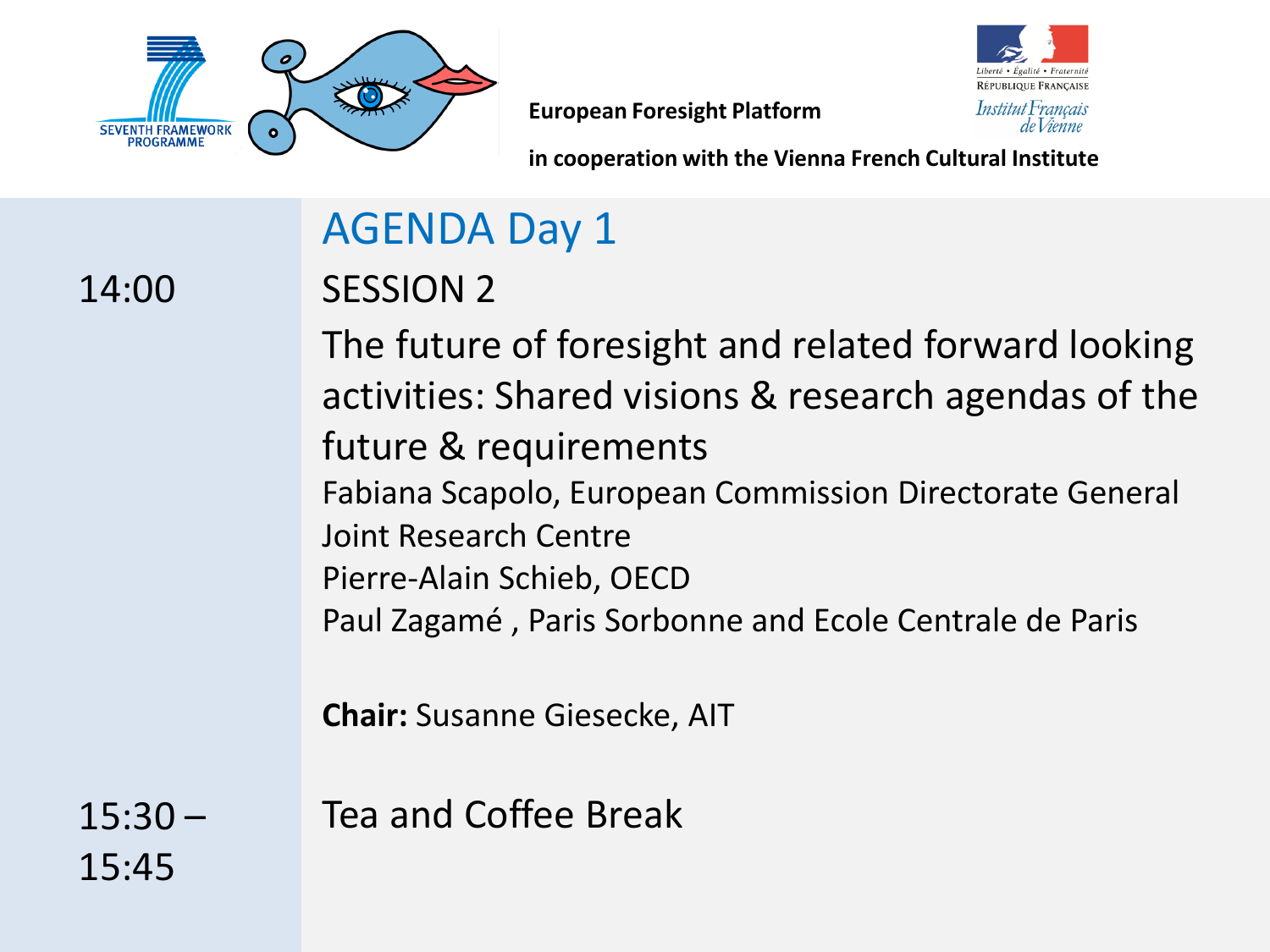European Foresight Platform

in cooperation with the Vienna French Cultural Institute

## AGENDA Day 1

| | |
|---|---|
| 14:00 | SESSION 2<br>The future of foresight and related forward looking activities: Shared visions & research agendas of the future & requirements<br>Fabiana Scapolo, European Commission Directorate General Joint Research Centre<br>Pierre-Alain Schieb, OECD<br>Paul Zagamé , Paris Sorbonne and Ecole Centrale de Paris<br><br>**Chair:** Susanne Giesecke, AIT |
| 15:30 – 15:45 | Tea and Coffee Break |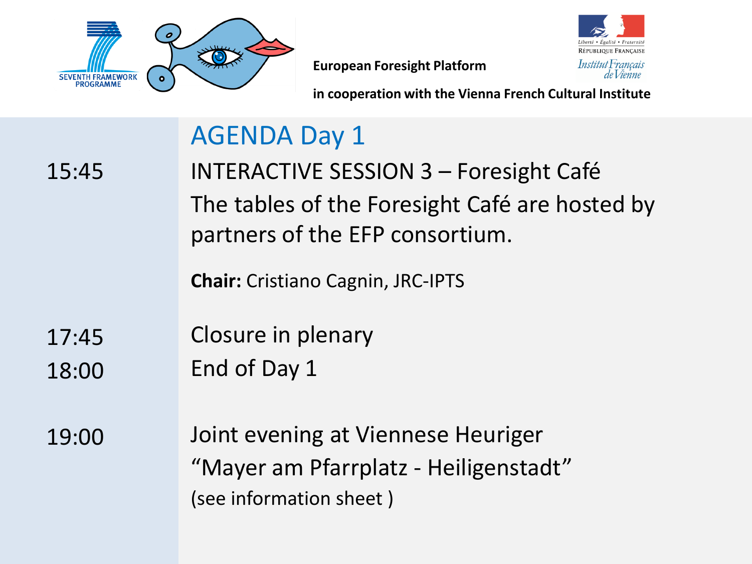European Foresight Platform

in cooperation with the Vienna French Cultural Institute

## AGENDA Day 1

| | |
|---|---|
| 15:45 | INTERACTIVE SESSION 3 – Foresight Café<br>The tables of the Foresight Café are hosted by partners of the EFP consortium.<br>**Chair:** Cristiano Cagnin, JRC-IPTS |
| 17:45 | Closure in plenary |
| 18:00 | End of Day 1 |
| 19:00 | Joint evening at Viennese Heuriger<br>“Mayer am Pfarrplatz - Heiligenstadt”<br>(see information sheet ) |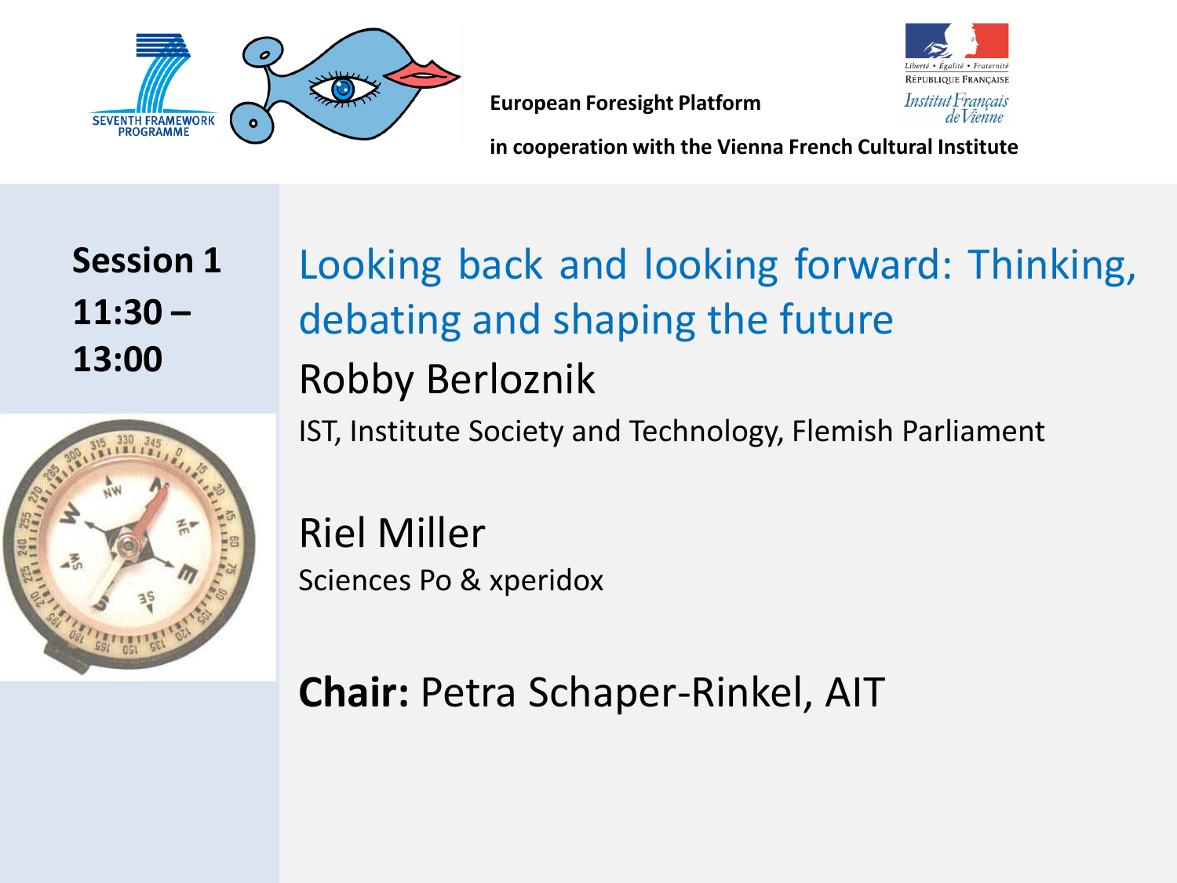European Foresight Platform

in cooperation with the Vienna French Cultural Institute

**Session 1**
**11:30 – 13:00**

## Looking back and looking forward: Thinking, debating and shaping the future

Robby Berloznik

IST, Institute Society and Technology, Flemish Parliament

Riel Miller

Sciences Po & xperidox

**Chair:** Petra Schaper-Rinkel, AIT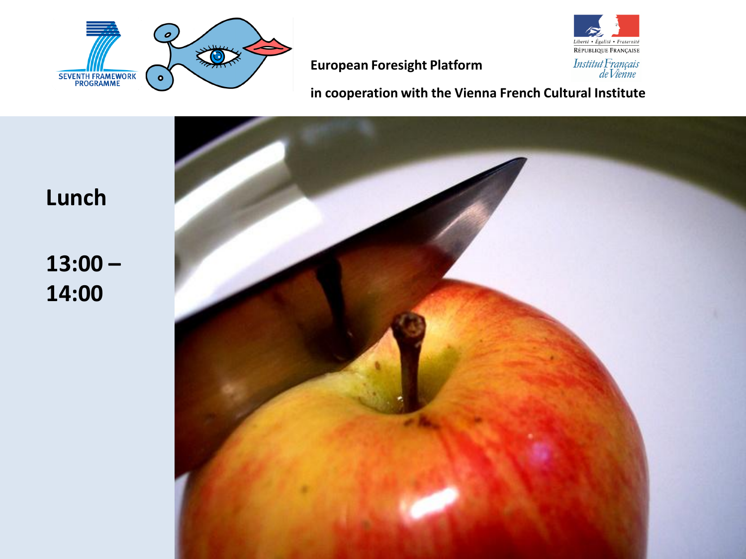European Foresight Platform

in cooperation with the Vienna French Cultural Institute

## Lunch

## 13:00 – 14:00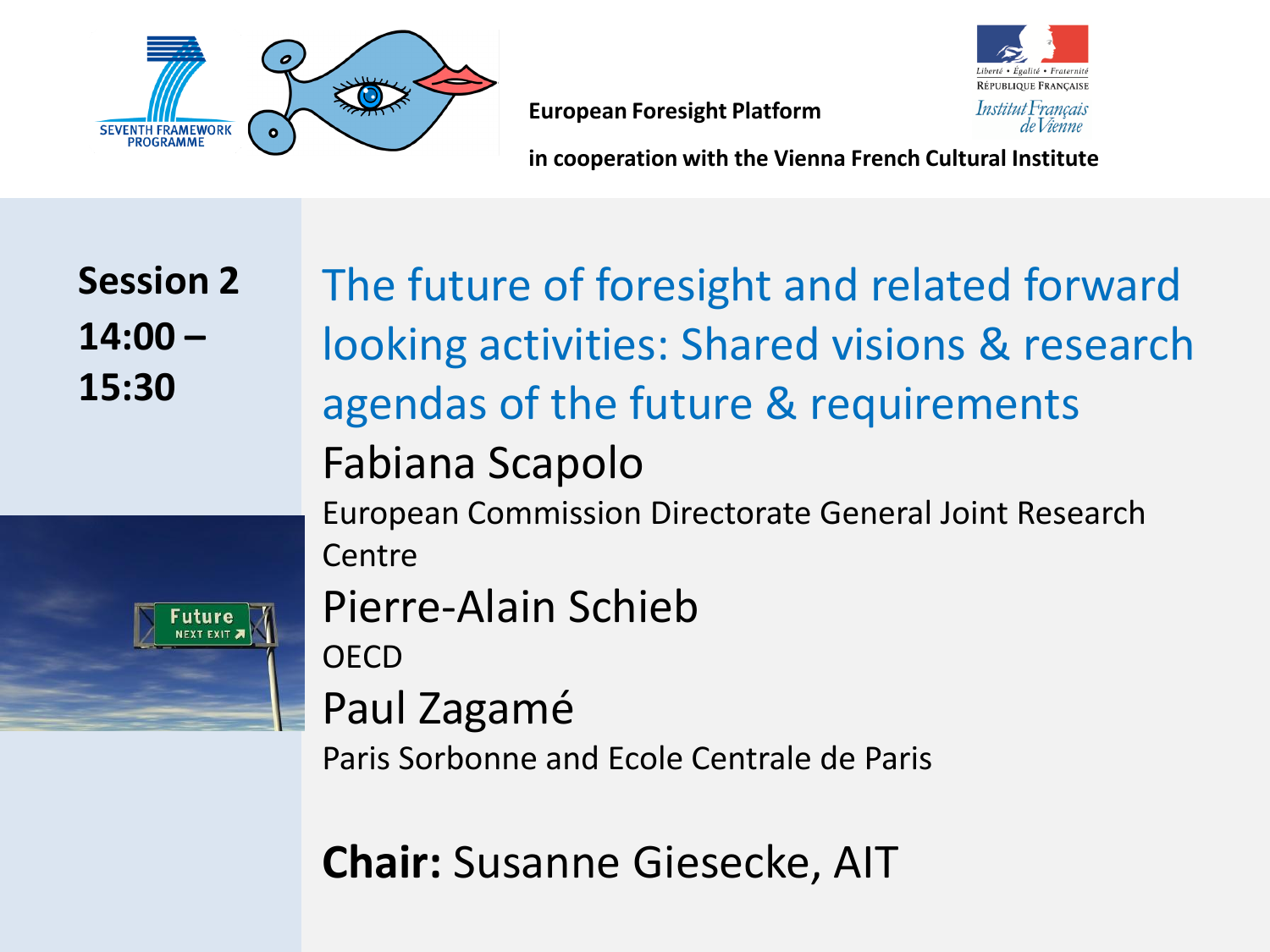European Foresight Platform

in cooperation with the Vienna French Cultural Institute

**Session 2**
**14:00 – 15:30**

## The future of foresight and related forward looking activities: Shared visions & research agendas of the future & requirements

### Fabiana Scapolo

European Commission Directorate General Joint Research Centre

### Pierre-Alain Schieb

OECD

### Paul Zagamé

Paris Sorbonne and Ecole Centrale de Paris

**Chair:** Susanne Giesecke, AIT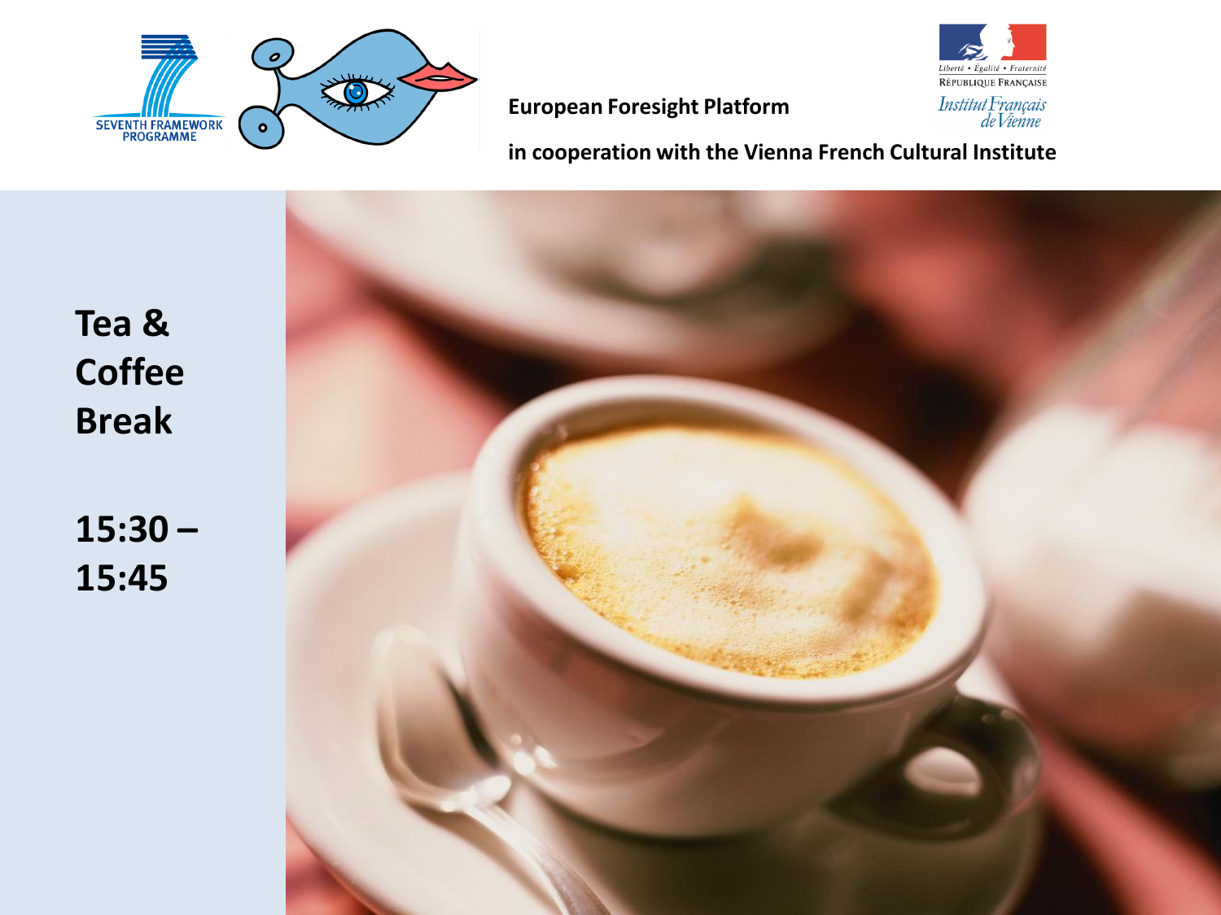SEVENTH FRAMEWORK PROGRAMME

**European Foresight Platform**

Liberté • Égalité • Fraternité
RÉPUBLIQUE FRANÇAISE
Institut Français de Vienne

**in cooperation with the Vienna French Cultural Institute**

# Tea & Coffee Break

**15:30 – 15:45**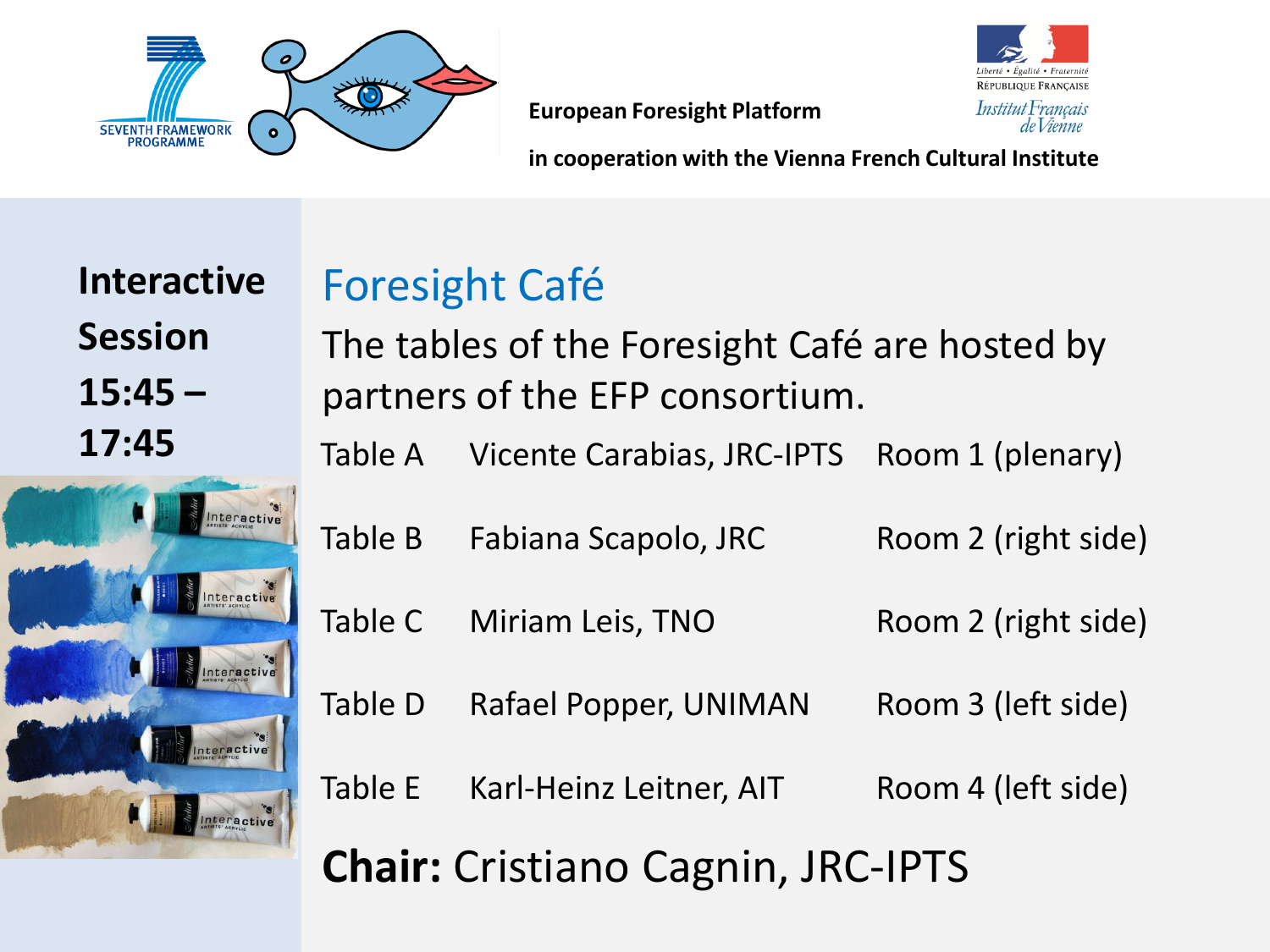European Foresight Platform

in cooperation with the Vienna French Cultural Institute

**Interactive Session 15:45 – 17:45**

# Foresight Café

The tables of the Foresight Café are hosted by partners of the EFP consortium.

| | | |
|---|---|---|
| Table A | Vicente Carabias, JRC-IPTS | Room 1 (plenary) |
| Table B | Fabiana Scapolo, JRC | Room 2 (right side) |
| Table C | Miriam Leis, TNO | Room 2 (right side) |
| Table D | Rafael Popper, UNIMAN | Room 3 (left side) |
| Table E | Karl-Heinz Leitner, AIT | Room 4 (left side) |

**Chair:** Cristiano Cagnin, JRC-IPTS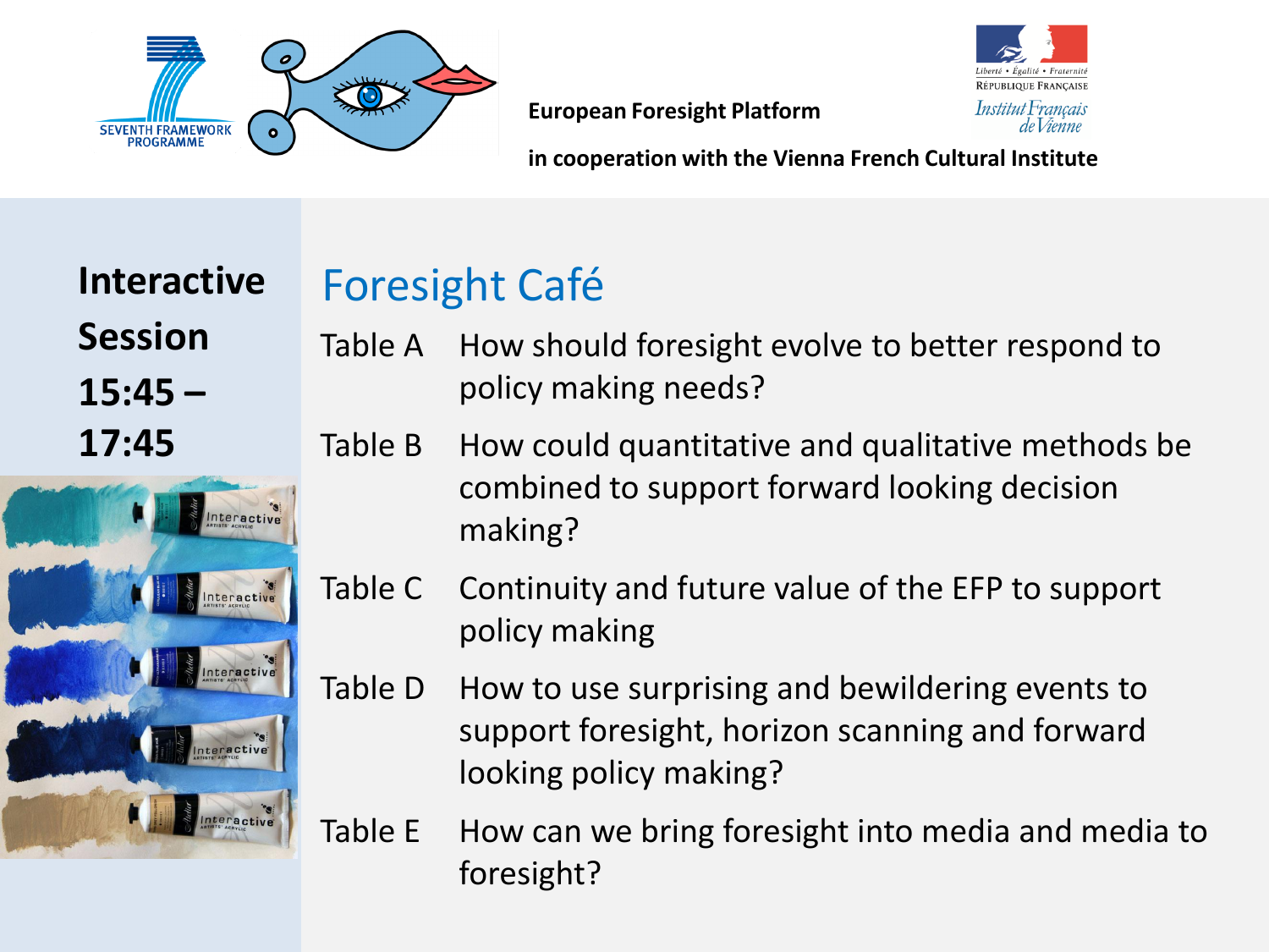European Foresight Platform

in cooperation with the Vienna French Cultural Institute

**Interactive Session 15:45 – 17:45**

# Foresight Café

| | |
|---|---|
| Table A | How should foresight evolve to better respond to policy making needs? |
| Table B | How could quantitative and qualitative methods be combined to support forward looking decision making? |
| Table C | Continuity and future value of the EFP to support policy making |
| Table D | How to use surprising and bewildering events to support foresight, horizon scanning and forward looking policy making? |
| Table E | How can we bring foresight into media and media to foresight? |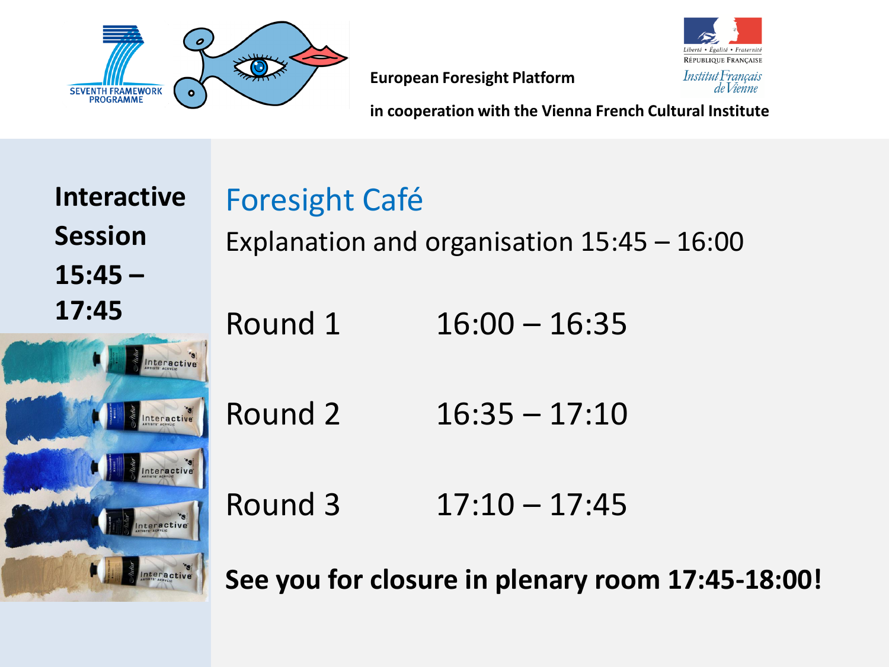European Foresight Platform

in cooperation with the Vienna French Cultural Institute

**Interactive Session 15:45 – 17:45**

# Foresight Café

Explanation and organisation 15:45 – 16:00

Round 1 16:00 – 16:35

Round 2 16:35 – 17:10

Round 3 17:10 – 17:45

**See you for closure in plenary room 17:45-18:00!**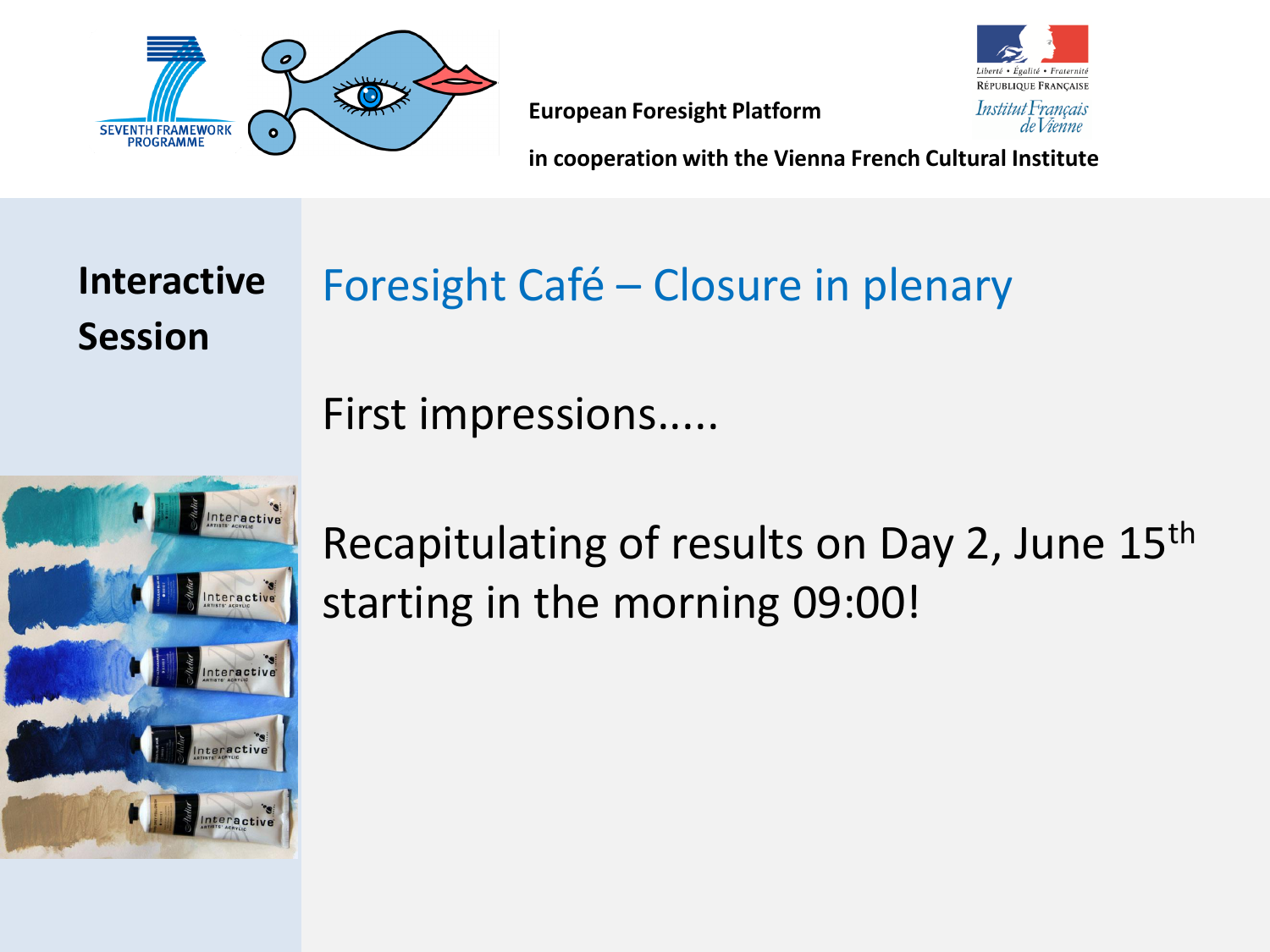European Foresight Platform

in cooperation with the Vienna French Cultural Institute

**Interactive Session**

# Foresight Café – Closure in plenary

First impressions.....

Recapitulating of results on Day 2, June 15$^{th}$ starting in the morning 09:00!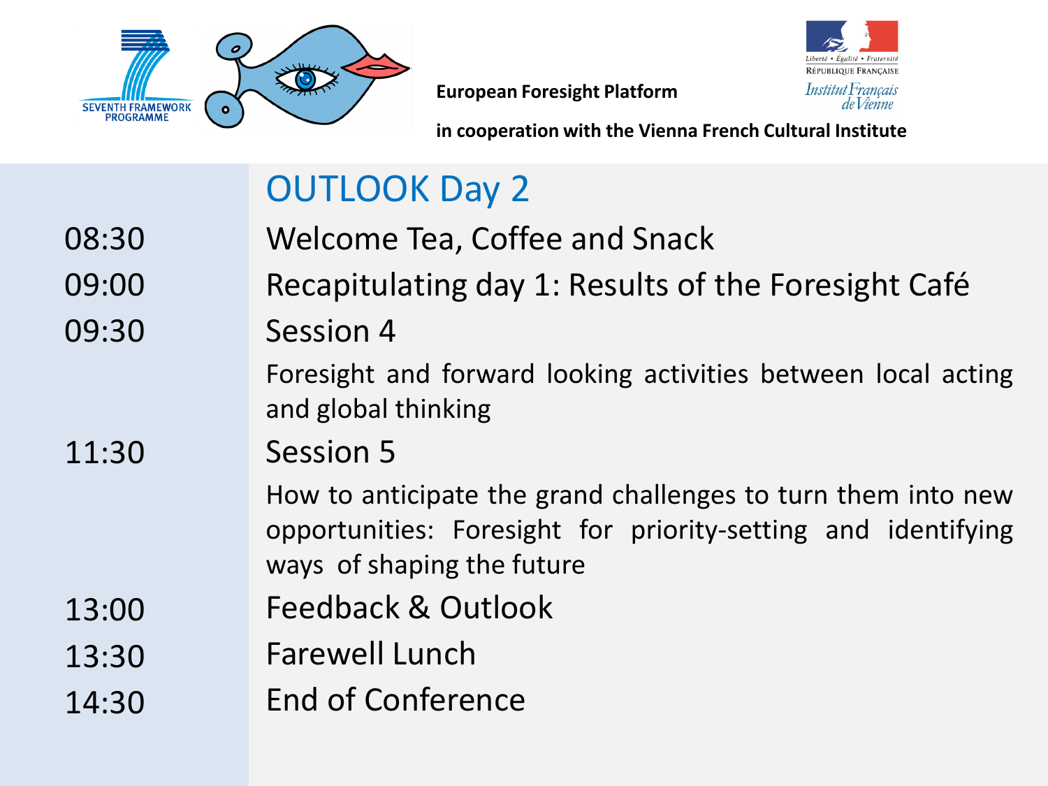European Foresight Platform

in cooperation with the Vienna French Cultural Institute

## OUTLOOK Day 2

| | |
|---|---|
| 08:30 | Welcome Tea, Coffee and Snack |
| 09:00 | Recapitulating day 1: Results of the Foresight Café |
| 09:30 | Session 4<br>Foresight and forward looking activities between local acting and global thinking |
| 11:30 | Session 5<br>How to anticipate the grand challenges to turn them into new opportunities: Foresight for priority-setting and identifying ways of shaping the future |
| 13:00 | Feedback & Outlook |
| 13:30 | Farewell Lunch |
| 14:30 | End of Conference |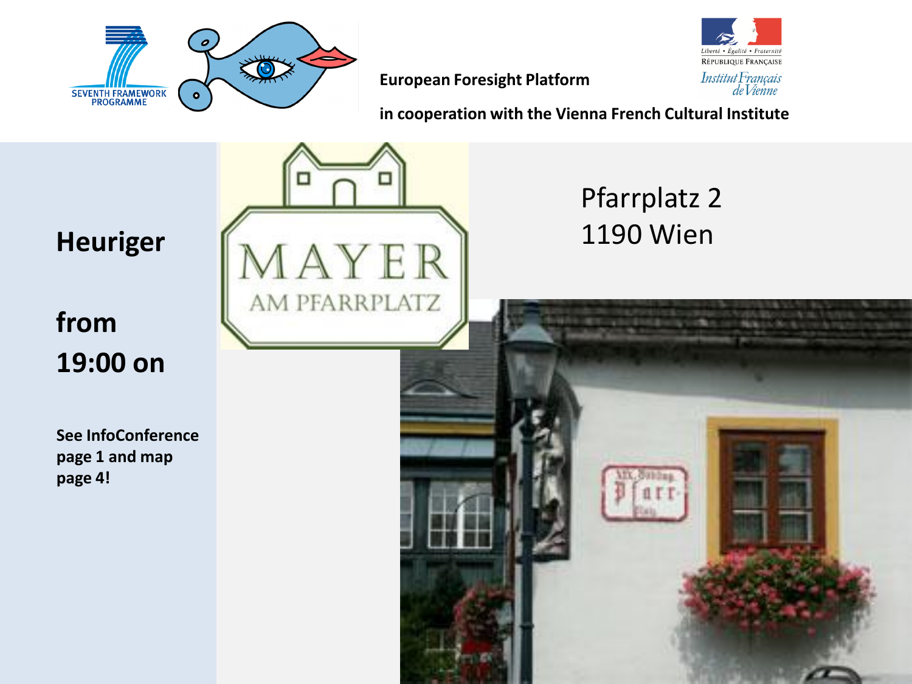European Foresight Platform

in cooperation with the Vienna French Cultural Institute

## Heuriger

## from 19:00 on

**See InfoConference page 1 and map page 4!**

MAYER AM PFARRPLATZ

Pfarrplatz 2
1190 Wien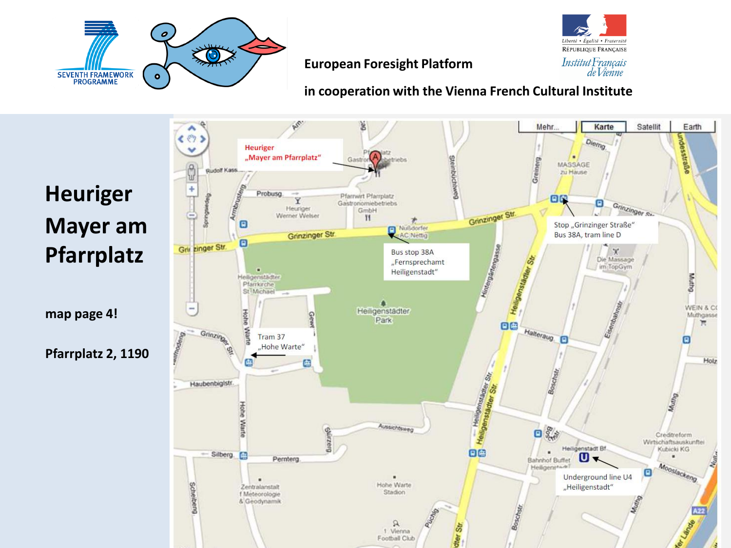European Foresight Platform

in cooperation with the Vienna French Cultural Institute

# Heuriger Mayer am Pfarrplatz

**map page 4!**

**Pfarrplatz 2, 1190**

Heuriger „Mayer am Pfarrplatz"

Stop „Grinzinger Straße" Bus 38A, tram line D

Bus stop 38A „Fernsprechamt Heiligenstadt"

Tram 37 „Hohe Warte"

Underground line U4 „Heiligenstadt"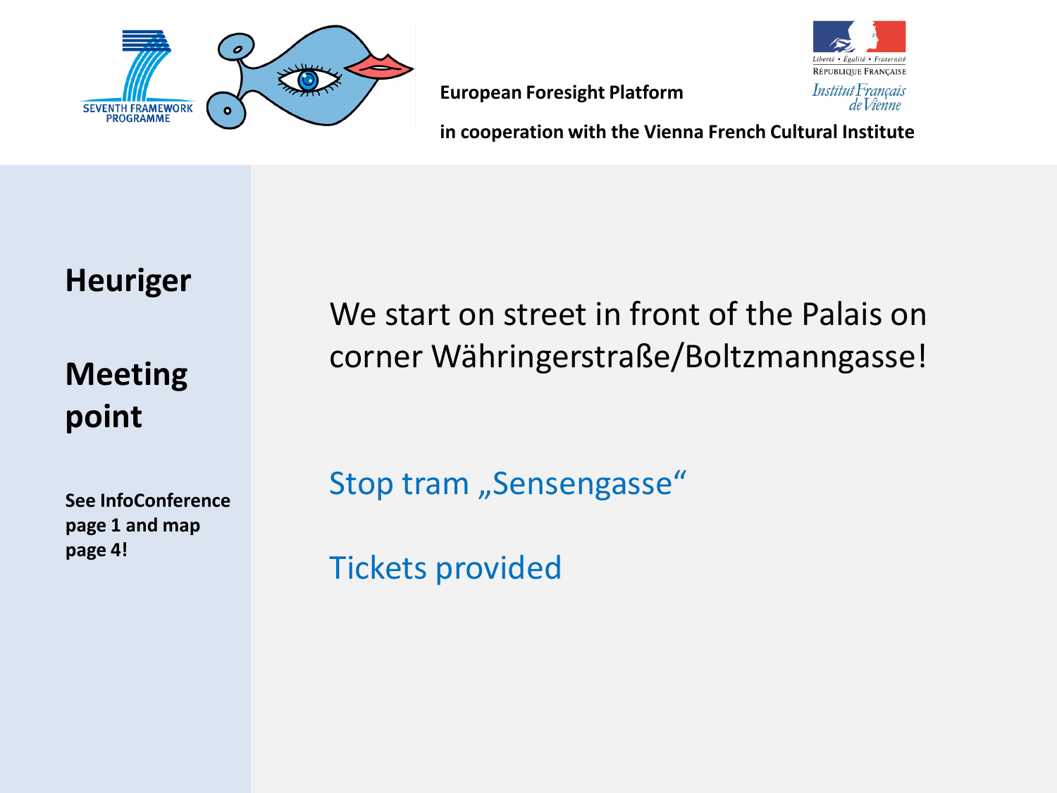European Foresight Platform

in cooperation with the Vienna French Cultural Institute

## Heuriger

## Meeting point

**See InfoConference page 1 and map page 4!**

We start on street in front of the Palais on corner Währingerstraße/Boltzmanngasse!

Stop tram „Sensengasse“

Tickets provided